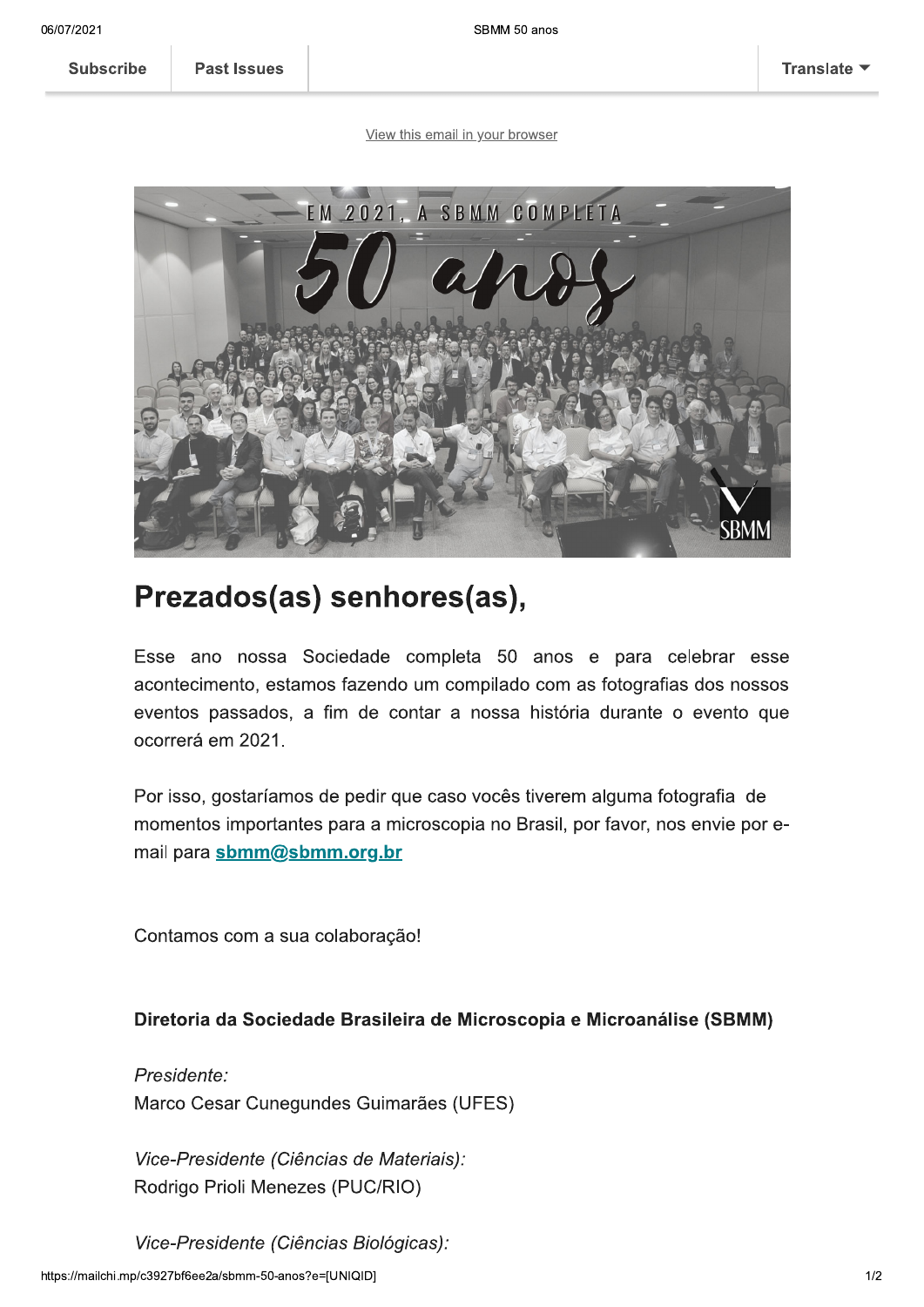Subscribe | Past Issues | Translate

View this email in your browser

# Prezados(as) senhores(as),

Esse ano nossa Sociedade completa 50 anos e para celebrar esse acontecimento, estamos fazendo um compilado com as fotografias dos nossos eventos passados, a fim de contar a nossa história durante o evento que ocorrerá em 2021.

Por isso, gostaríamos de pedir que caso vocês tiverem alguma fotografia de momentos importantes para a microscopia no Brasil, por favor, nos envie por e-mail para **sbmm@sbmm.org.br**

Contamos com a sua colaboração!

**Diretoria da Sociedade Brasileira de Microscopia e Microanálise (SBMM)**

*Presidente:*
Marco Cesar Cunegundes Guimarães (UFES)

*Vice-Presidente (Ciências de Materiais):*
Rodrigo Prioli Menezes (PUC/RIO)

*Vice-Presidente (Ciências Biológicas):*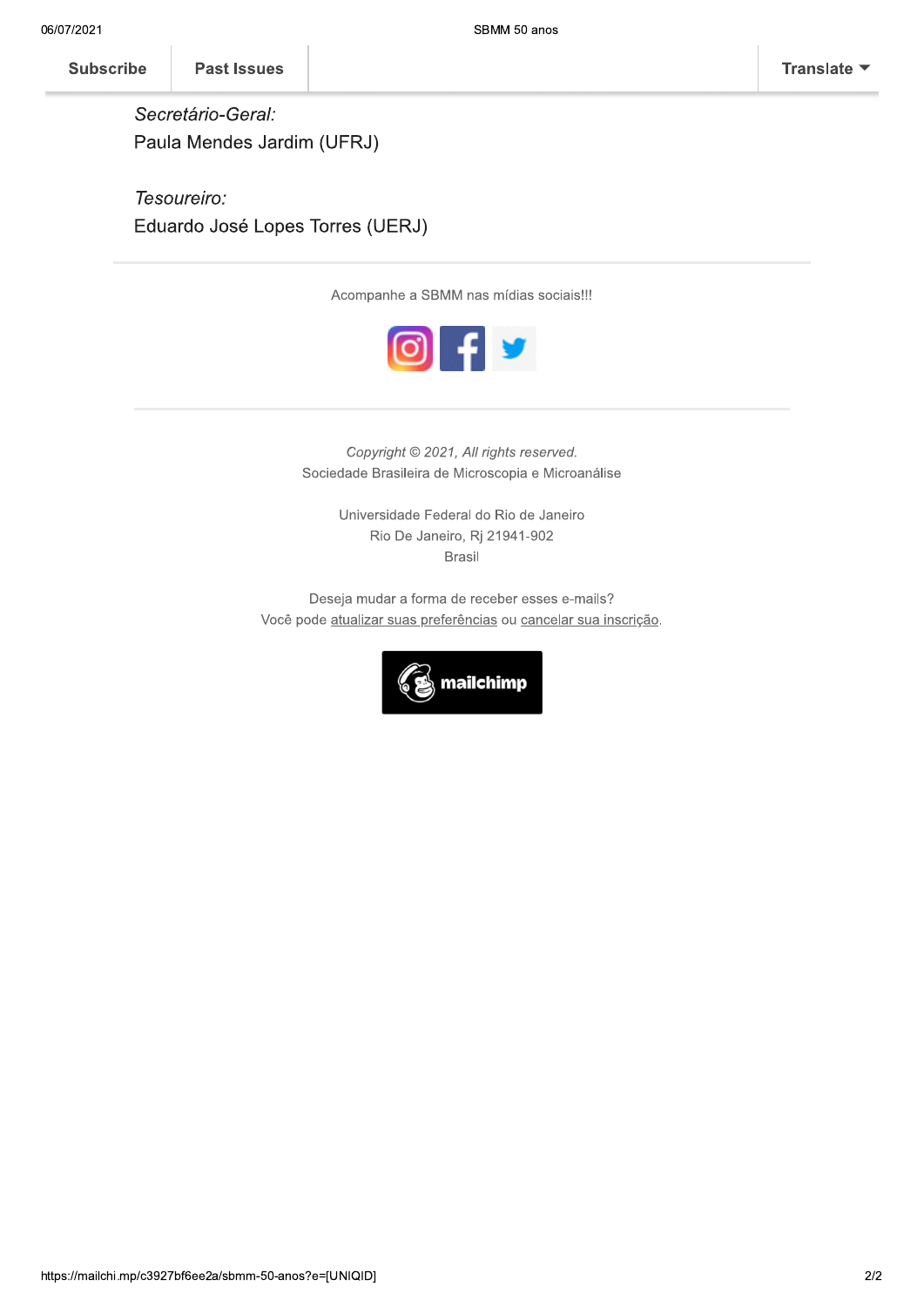*Secretário-Geral:*
Paula Mendes Jardim (UFRJ)

*Tesoureiro:*
Eduardo José Lopes Torres (UERJ)

---

Acompanhe a SBMM nas mídias sociais!!!

---

*Copyright © 2021, All rights reserved.*
Sociedade Brasileira de Microscopia e Microanálise

Universidade Federal do Rio de Janeiro
Rio De Janeiro, Rj 21941-902
Brasil

Deseja mudar a forma de receber esses e-mails?
Você pode atualizar suas preferências ou cancelar sua inscrição.